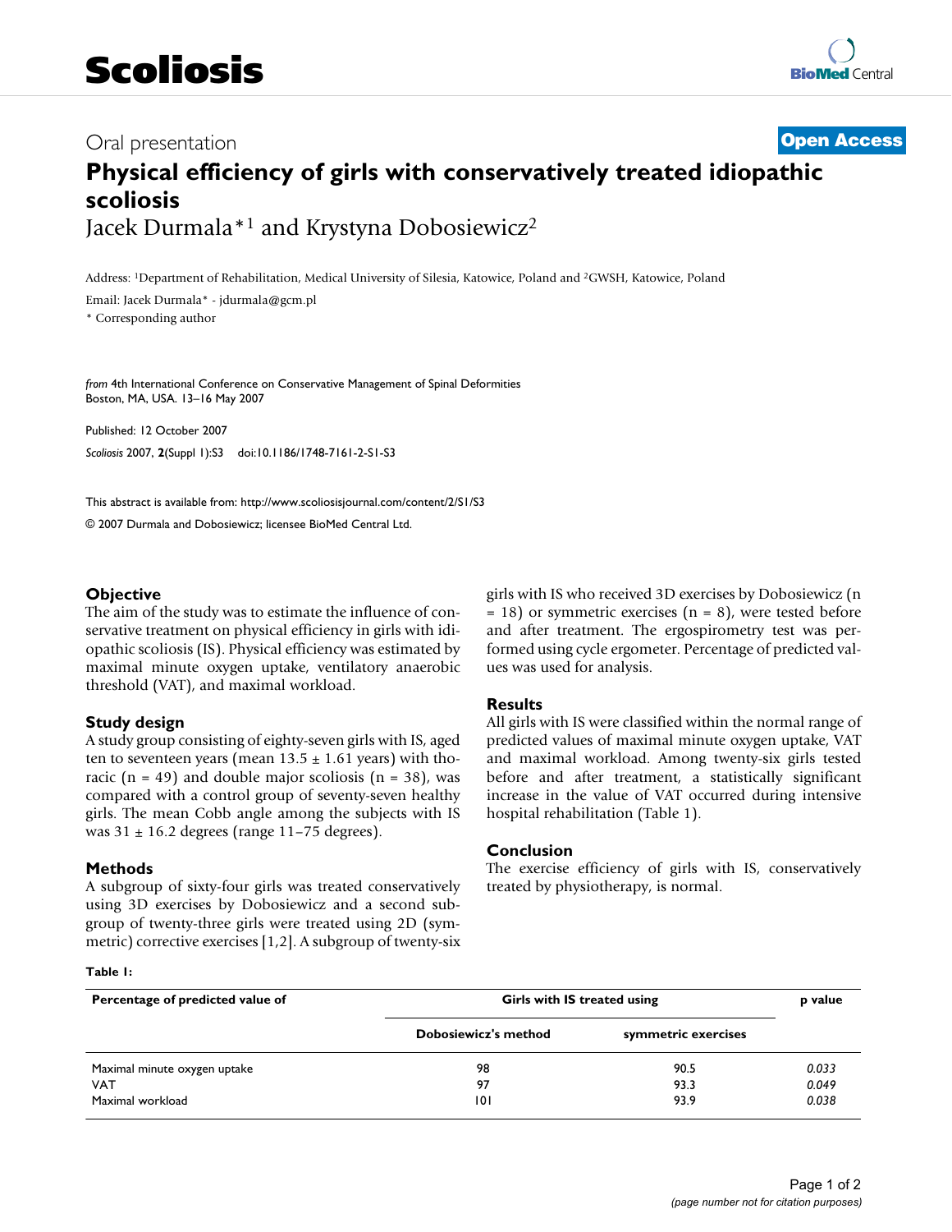Oral presentation

**Open Access**

# Physical efficiency of girls with conservatively treated idiopathic scoliosis

Jacek Durmala*[1] and Krystyna Dobosiewicz[2]

Address: [1]Department of Rehabilitation, Medical University of Silesia, Katowice, Poland and [2]GWSH, Katowice, Poland

Email: Jacek Durmala* - jdurmala@gcm.pl

\* Corresponding author

*from* 4th International Conference on Conservative Management of Spinal Deformities
Boston, MA, USA. 13–16 May 2007

Published: 12 October 2007

*Scoliosis* 2007, **2**(Suppl 1):S3 doi:10.1186/1748-7161-2-S1-S3

This abstract is available from: http://www.scoliosisjournal.com/content/2/S1/S3

© 2007 Durmala and Dobosiewicz; licensee BioMed Central Ltd.

### Objective

The aim of the study was to estimate the influence of conservative treatment on physical efficiency in girls with idiopathic scoliosis (IS). Physical efficiency was estimated by maximal minute oxygen uptake, ventilatory anaerobic threshold (VAT), and maximal workload.

### Study design

A study group consisting of eighty-seven girls with IS, aged ten to seventeen years (mean 13.5 ± 1.61 years) with thoracic (n = 49) and double major scoliosis (n = 38), was compared with a control group of seventy-seven healthy girls. The mean Cobb angle among the subjects with IS was 31 ± 16.2 degrees (range 11–75 degrees).

### Methods

A subgroup of sixty-four girls was treated conservatively using 3D exercises by Dobosiewicz and a second subgroup of twenty-three girls were treated using 2D (symmetric) corrective exercises [1,2]. A subgroup of twenty-six girls with IS who received 3D exercises by Dobosiewicz (n = 18) or symmetric exercises (n = 8), were tested before and after treatment. The ergospirometry test was performed using cycle ergometer. Percentage of predicted values was used for analysis.

### Results

All girls with IS were classified within the normal range of predicted values of maximal minute oxygen uptake, VAT and maximal workload. Among twenty-six girls tested before and after treatment, a statistically significant increase in the value of VAT occurred during intensive hospital rehabilitation (Table 1).

### Conclusion

The exercise efficiency of girls with IS, conservatively treated by physiotherapy, is normal.

**Table 1:**

| Percentage of predicted value of | Girls with IS treated using | | p value |
|---|---|---|---|
| | Dobosiewicz's method | symmetric exercises | |
| Maximal minute oxygen uptake | 98 | 90.5 | *0.033* |
| VAT | 97 | 93.3 | *0.049* |
| Maximal workload | 101 | 93.9 | *0.038* |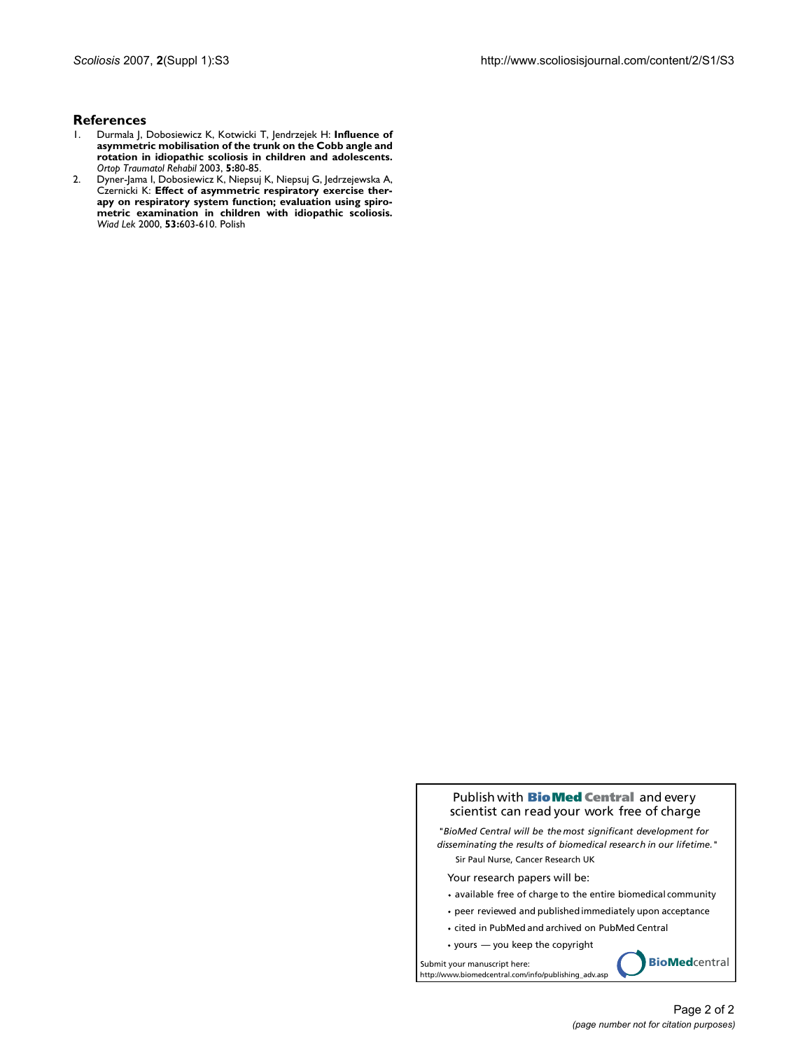## References

1. Durmala J, Dobosiewicz K, Kotwicki T, Jendrzejek H: **Influence of asymmetric mobilisation of the trunk on the Cobb angle and rotation in idiopathic scoliosis in children and adolescents.** *Ortop Traumatol Rehabil* 2003, **5:**80-85.
2. Dyner-Jama I, Dobosiewicz K, Niepsuj K, Niepsuj G, Jedrzejewska A, Czernicki K: **Effect of asymmetric respiratory exercise therapy on respiratory system function; evaluation using spirometric examination in children with idiopathic scoliosis.** *Wiad Lek* 2000, **53:**603-610. Polish

Publish with **BioMed Central** and every scientist can read your work free of charge

*"BioMed Central will be the most significant development for disseminating the results of biomedical research in our lifetime."*

Sir Paul Nurse, Cancer Research UK

Your research papers will be:

- available free of charge to the entire biomedical community
- peer reviewed and published immediately upon acceptance
- cited in PubMed and archived on PubMed Central
- yours — you keep the copyright

Submit your manuscript here:
http://www.biomedcentral.com/info/publishing_adv.asp

**BioMed**central